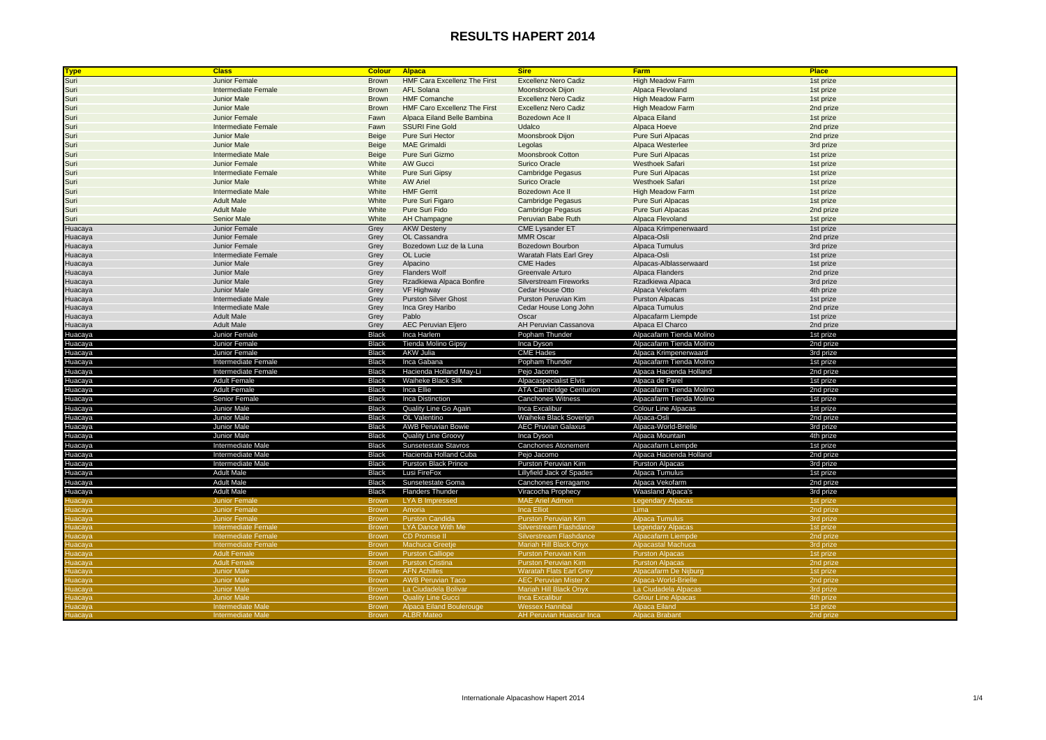# RESULTS HAPERT 2014

| Type | Class | Colour | Alpaca | Sire | Farm | Place |
|---|---|---|---|---|---|---|
| Suri | Junior Female | Brown | HMF Cara Excellenz The First | Excellenz Nero Cadiz | High Meadow Farm | 1st prize |
| Suri | Intermediate Female | Brown | AFL Solana | Moonsbrook Dijon | Alpaca Flevoland | 1st prize |
| Suri | Junior Male | Brown | HMF Comanche | Excellenz Nero Cadiz | High Meadow Farm | 1st prize |
| Suri | Junior Male | Brown | HMF Caro Excellenz The First | Excellenz Nero Cadiz | High Meadow Farm | 2nd prize |
| Suri | Junior Female | Fawn | Alpaca Eiland Belle Bambina | Bozedown Ace II | Alpaca Eiland | 1st prize |
| Suri | Intermediate Female | Fawn | SSURI Fine Gold | Udalco | Alpaca Hoeve | 2nd prize |
| Suri | Junior Male | Beige | Pure Suri Hector | Moonsbrook Dijon | Pure Suri Alpacas | 2nd prize |
| Suri | Junior Male | Beige | MAE Grimaldi | Legolas | Alpaca Westerlee | 3rd prize |
| Suri | Intermediate Male | Beige | Pure Suri Gizmo | Moonsbrook Cotton | Pure Suri Alpacas | 1st prize |
| Suri | Junior Female | White | AW Gucci | Surico Oracle | Westhoek Safari | 1st prize |
| Suri | Intermediate Female | White | Pure Suri Gipsy | Cambridge Pegasus | Pure Suri Alpacas | 1st prize |
| Suri | Junior Male | White | AW Ariel | Surico Oracle | Westhoek Safari | 1st prize |
| Suri | Intermediate Male | White | HMF Gerrit | Bozedown Ace II | High Meadow Farm | 1st prize |
| Suri | Adult Male | White | Pure Suri Figaro | Cambridge Pegasus | Pure Suri Alpacas | 1st prize |
| Suri | Adult Male | White | Pure Suri Fido | Cambridge Pegasus | Pure Suri Alpacas | 2nd prize |
| Suri | Senior Male | White | AH Champagne | Peruvian Babe Ruth | Alpaca Flevoland | 1st prize |
| Huacaya | Junior Female | Grey | AKW Desteny | CME Lysander ET | Alpaca Krimpenerwaard | 1st prize |
| Huacaya | Junior Female | Grey | OL Cassandra | MMR Oscar | Alpaca-Osli | 2nd prize |
| Huacaya | Junior Female | Grey | Bozedown Luz de la Luna | Bozedown Bourbon | Alpaca Tumulus | 3rd prize |
| Huacaya | Intermediate Female | Grey | OL Lucie | Waratah Flats Earl Grey | Alpaca-Osli | 1st prize |
| Huacaya | Junior Male | Grey | Alpacino | CME Hades | Alpacas-Alblasserwaard | 1st prize |
| Huacaya | Junior Male | Grey | Flanders Wolf | Greenvale Arturo | Alpaca Flanders | 2nd prize |
| Huacaya | Junior Male | Grey | Rzadkiewa Alpaca Bonfire | Silverstream Fireworks | Rzadkiewa Alpaca | 3rd prize |
| Huacaya | Junior Male | Grey | VF Highway | Cedar House Otto | Alpaca Vekofarm | 4th prize |
| Huacaya | Intermediate Male | Grey | Purston Silver Ghost | Purston Peruvian Kim | Purston Alpacas | 1st prize |
| Huacaya | Intermediate Male | Grey | Inca Grey Haribo | Cedar House Long John | Alpaca Tumulus | 2nd prize |
| Huacaya | Adult Male | Grey | Pablo | Oscar | Alpacafarm Liempde | 1st prize |
| Huacaya | Adult Male | Grey | AEC Peruvian Eljero | AH Peruvian Cassanova | Alpaca El Charco | 2nd prize |
| Huacaya | Junior Female | Black | Inca Harlem | Popham Thunder | Alpacafarm Tienda Molino | 1st prize |
| Huacaya | Junior Female | Black | Tienda Molino Gipsy | Inca Dyson | Alpacafarm Tienda Molino | 2nd prize |
| Huacaya | Junior Female | Black | AKW Julia | CME Hades | Alpaca Krimpenerwaard | 3rd prize |
| Huacaya | Intermediate Female | Black | Inca Gabana | Popham Thunder | Alpacafarm Tienda Molino | 1st prize |
| Huacaya | Intermediate Female | Black | Hacienda Holland May-Li | Pejo Jacomo | Alpaca Hacienda Holland | 2nd prize |
| Huacaya | Adult Female | Black | Waiheke Black Silk | Alpacaspecialist Elvis | Alpaca de Parel | 1st prize |
| Huacaya | Adult Female | Black | Inca Ellie | ATA Cambridge Centurion | Alpacafarm Tienda Molino | 2nd prize |
| Huacaya | Senior Female | Black | Inca Distinction | Canchones Witness | Alpacafarm Tienda Molino | 1st prize |
| Huacaya | Junior Male | Black | Quality Line Go Again | Inca Excalibur | Colour Line Alpacas | 1st prize |
| Huacaya | Junior Male | Black | OL Valentino | Waiheke Black Soverign | Alpaca-Osli | 2nd prize |
| Huacaya | Junior Male | Black | AWB Peruvian Bowie | AEC Pruvian Galaxus | Alpaca-World-Brielle | 3rd prize |
| Huacaya | Junior Male | Black | Quality Line Groovy | Inca Dyson | Alpaca Mountain | 4th prize |
| Huacaya | Intermediate Male | Black | Sunsetestate Stavros | Canchones Atonement | Alpacafarm Liempde | 1st prize |
| Huacaya | Intermediate Male | Black | Hacienda Holland Cuba | Pejo Jacomo | Alpaca Hacienda Holland | 2nd prize |
| Huacaya | Intermediate Male | Black | Purston Black Prince | Purston Peruvian Kim | Purston Alpacas | 3rd prize |
| Huacaya | Adult Male | Black | Lusi FireFox | Lillyfield Jack of Spades | Alpaca Tumulus | 1st prize |
| Huacaya | Adult Male | Black | Sunsetestate Goma | Canchones Ferragamo | Alpaca Vekofarm | 2nd prize |
| Huacaya | Adult Male | Black | Flanders Thunder | Viracocha Prophecy | Waasland Alpaca's | 3rd prize |
| Huacaya | Junior Female | Brown | LYA B Impressed | MAE Ariel Admon | Legendary Alpacas | 1st prize |
| Huacaya | Junior Female | Brown | Amoria | Inca Elliot | Lima | 2nd prize |
| Huacaya | Junior Female | Brown | Purston Candida | Purston Peruvian Kim | Alpaca Tumulus | 3rd prize |
| Huacaya | Intermediate Female | Brown | LYA Dance With Me | Silverstream Flashdance | Legendary Alpacas | 1st prize |
| Huacaya | Intermediate Female | Brown | CD Promise II | Silverstream Flashdance | Alpacafarm Liempde | 2nd prize |
| Huacaya | Intermediate Female | Brown | Machuca Greetje | Mariah Hill Black Onyx | Alpacastal Machuca | 3rd prize |
| Huacaya | Adult Female | Brown | Purston Calliope | Purston Peruvian Kim | Purston Alpacas | 1st prize |
| Huacaya | Adult Female | Brown | Purston Cristina | Purston Peruvian Kim | Purston Alpacas | 2nd prize |
| Huacaya | Junior Male | Brown | AFN Achilles | Waratah Flats Earl Grey | Alpacafarm De Nijburg | 1st prize |
| Huacaya | Junior Male | Brown | AWB Peruvian Taco | AEC Peruvian Mister X | Alpaca-World-Brielle | 2nd prize |
| Huacaya | Junior Male | Brown | La Ciudadela Bolivar | Mariah Hill Black Onyx | La Ciudadela Alpacas | 3rd prize |
| Huacaya | Junior Male | Brown | Quality Line Gucci | Inca Excalibur | Colour Line Alpacas | 4th prize |
| Huacaya | Intermediate Male | Brown | Alpaca Eiland Boulerouge | Wessex Hannibal | Alpaca Eiland | 1st prize |
| Huacaya | Intermediate Male | Brown | ALBR Mateo | AH Peruvian Huascar Inca | Alpaca Brabant | 2nd prize |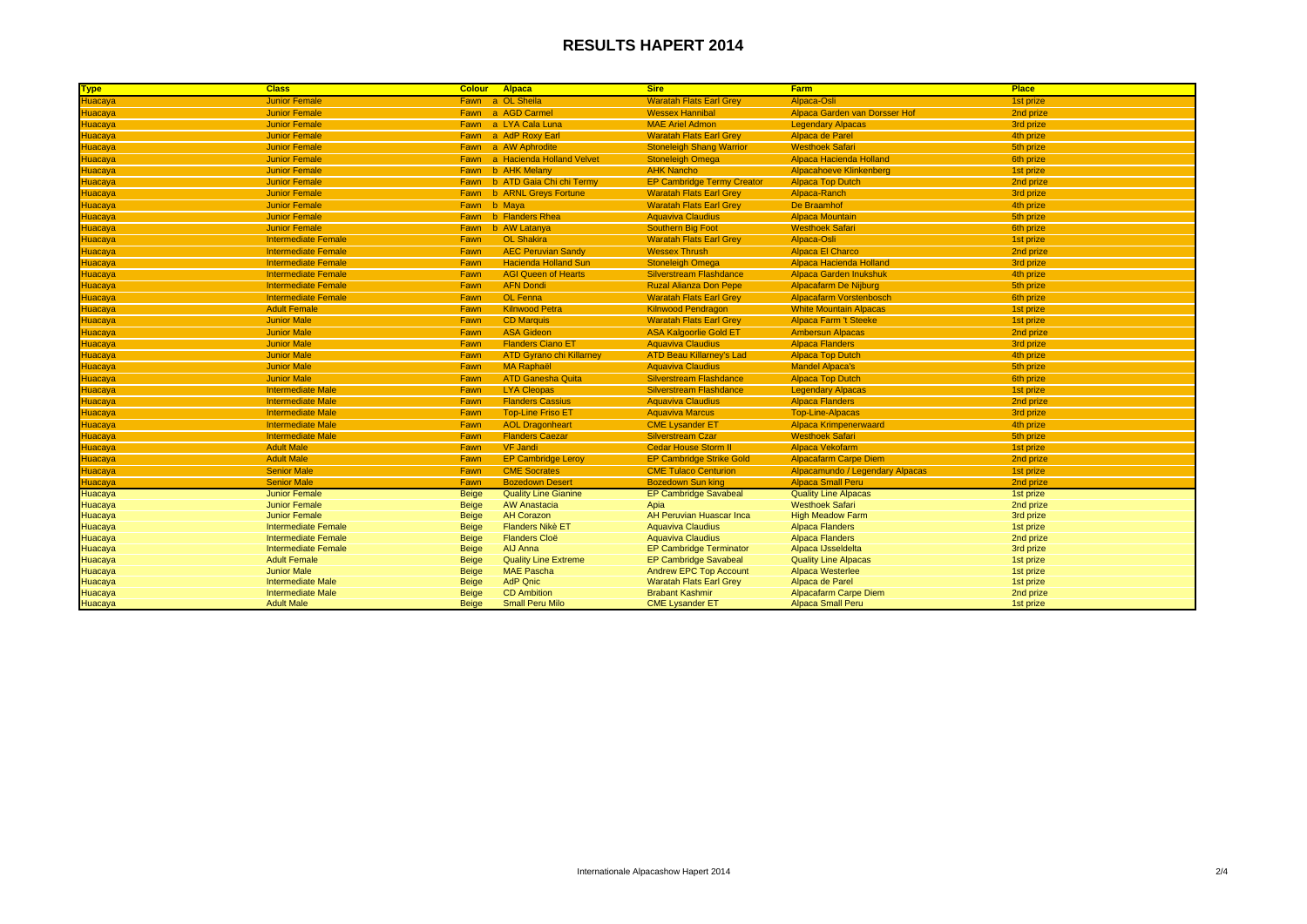# RESULTS HAPERT 2014

| Type | Class | Colour | Alpaca | Sire | Farm | Place |
|---|---|---|---|---|---|---|
| Huacaya | Junior Female | Fawn | a OL Sheila | Waratah Flats Earl Grey | Alpaca-Osli | 1st prize |
| Huacaya | Junior Female | Fawn | a AGD Carmel | Wessex Hannibal | Alpaca Garden van Dorsser Hof | 2nd prize |
| Huacaya | Junior Female | Fawn | a LYA Cala Luna | MAE Ariel Admon | Legendary Alpacas | 3rd prize |
| Huacaya | Junior Female | Fawn | a AdP Roxy Earl | Waratah Flats Earl Grey | Alpaca de Parel | 4th prize |
| Huacaya | Junior Female | Fawn | a AW Aphrodite | Stoneleigh Shang Warrior | Westhoek Safari | 5th prize |
| Huacaya | Junior Female | Fawn | a Hacienda Holland Velvet | Stoneleigh Omega | Alpaca Hacienda Holland | 6th prize |
| Huacaya | Junior Female | Fawn | b AHK Melany | AHK Nancho | Alpacahoeve Klinkenberg | 1st prize |
| Huacaya | Junior Female | Fawn | b ATD Gaia Chi chi Termy | EP Cambridge Termy Creator | Alpaca Top Dutch | 2nd prize |
| Huacaya | Junior Female | Fawn | b ARNL Greys Fortune | Waratah Flats Earl Grey | Alpaca-Ranch | 3rd prize |
| Huacaya | Junior Female | Fawn | b Maya | Waratah Flats Earl Grey | De Braamhof | 4th prize |
| Huacaya | Junior Female | Fawn | b Flanders Rhea | Aquaviva Claudius | Alpaca Mountain | 5th prize |
| Huacaya | Junior Female | Fawn | b AW Latanya | Southern Big Foot | Westhoek Safari | 6th prize |
| Huacaya | Intermediate Female | Fawn | OL Shakira | Waratah Flats Earl Grey | Alpaca-Osli | 1st prize |
| Huacaya | Intermediate Female | Fawn | AEC Peruvian Sandy | Wessex Thrush | Alpaca El Charco | 2nd prize |
| Huacaya | Intermediate Female | Fawn | Hacienda Holland Sun | Stoneleigh Omega | Alpaca Hacienda Holland | 3rd prize |
| Huacaya | Intermediate Female | Fawn | AGI Queen of Hearts | Silverstream Flashdance | Alpaca Garden Inukshuk | 4th prize |
| Huacaya | Intermediate Female | Fawn | AFN Dondi | Ruzal Alianza Don Pepe | Alpacafarm De Nijburg | 5th prize |
| Huacaya | Intermediate Female | Fawn | OL Fenna | Waratah Flats Earl Grey | Alpacafarm Vorstenbosch | 6th prize |
| Huacaya | Adult Female | Fawn | Kilnwood Petra | Kilnwood Pendragon | White Mountain Alpacas | 1st prize |
| Huacaya | Junior Male | Fawn | CD Marquis | Waratah Flats Earl Grey | Alpaca Farm 't Steeke | 1st prize |
| Huacaya | Junior Male | Fawn | ASA Gideon | ASA Kalgoorlie Gold ET | Ambersun Alpacas | 2nd prize |
| Huacaya | Junior Male | Fawn | Flanders Ciano ET | Aquaviva Claudius | Alpaca Flanders | 3rd prize |
| Huacaya | Junior Male | Fawn | ATD Gyrano chi Killarney | ATD Beau Killarney's Lad | Alpaca Top Dutch | 4th prize |
| Huacaya | Junior Male | Fawn | MA Raphaël | Aquaviva Claudius | Mandel Alpaca's | 5th prize |
| Huacaya | Junior Male | Fawn | ATD Ganesha Quita | Silverstream Flashdance | Alpaca Top Dutch | 6th prize |
| Huacaya | Intermediate Male | Fawn | LYA Cleopas | Silverstream Flashdance | Legendary Alpacas | 1st prize |
| Huacaya | Intermediate Male | Fawn | Flanders Cassius | Aquaviva Claudius | Alpaca Flanders | 2nd prize |
| Huacaya | Intermediate Male | Fawn | Top-Line Friso ET | Aquaviva Marcus | Top-Line-Alpacas | 3rd prize |
| Huacaya | Intermediate Male | Fawn | AOL Dragonheart | CME Lysander ET | Alpaca Krimpenerwaard | 4th prize |
| Huacaya | Intermediate Male | Fawn | Flanders Caezar | Silverstream Czar | Westhoek Safari | 5th prize |
| Huacaya | Adult Male | Fawn | VF Jandi | Cedar House Storm II | Alpaca Vekofarm | 1st prize |
| Huacaya | Adult Male | Fawn | EP Cambridge Leroy | EP Cambridge Strike Gold | Alpacafarm Carpe Diem | 2nd prize |
| Huacaya | Senior Male | Fawn | CME Socrates | CME Tulaco Centurion | Alpacamundo / Legendary Alpacas | 1st prize |
| Huacaya | Senior Male | Fawn | Bozedown Desert | Bozedown Sun king | Alpaca Small Peru | 2nd prize |
| Huacaya | Junior Female | Beige | Quality Line Gianine | EP Cambridge Savabeal | Quality Line Alpacas | 1st prize |
| Huacaya | Junior Female | Beige | AW Anastacia | Apia | Westhoek Safari | 2nd prize |
| Huacaya | Junior Female | Beige | AH Corazon | AH Peruvian Huascar Inca | High Meadow Farm | 3rd prize |
| Huacaya | Intermediate Female | Beige | Flanders Nikè ET | Aquaviva Claudius | Alpaca Flanders | 1st prize |
| Huacaya | Intermediate Female | Beige | Flanders Cloë | Aquaviva Claudius | Alpaca Flanders | 2nd prize |
| Huacaya | Intermediate Female | Beige | AIJ Anna | EP Cambridge Terminator | Alpaca IJsseldelta | 3rd prize |
| Huacaya | Adult Female | Beige | Quality Line Extreme | EP Cambridge Savabeal | Quality Line Alpacas | 1st prize |
| Huacaya | Junior Male | Beige | MAE Pascha | Andrew EPC Top Account | Alpaca Westerlee | 1st prize |
| Huacaya | Intermediate Male | Beige | AdP Qnic | Waratah Flats Earl Grey | Alpaca de Parel | 1st prize |
| Huacaya | Intermediate Male | Beige | CD Ambition | Brabant Kashmir | Alpacafarm Carpe Diem | 2nd prize |
| Huacaya | Adult Male | Beige | Small Peru Milo | CME Lysander ET | Alpaca Small Peru | 1st prize |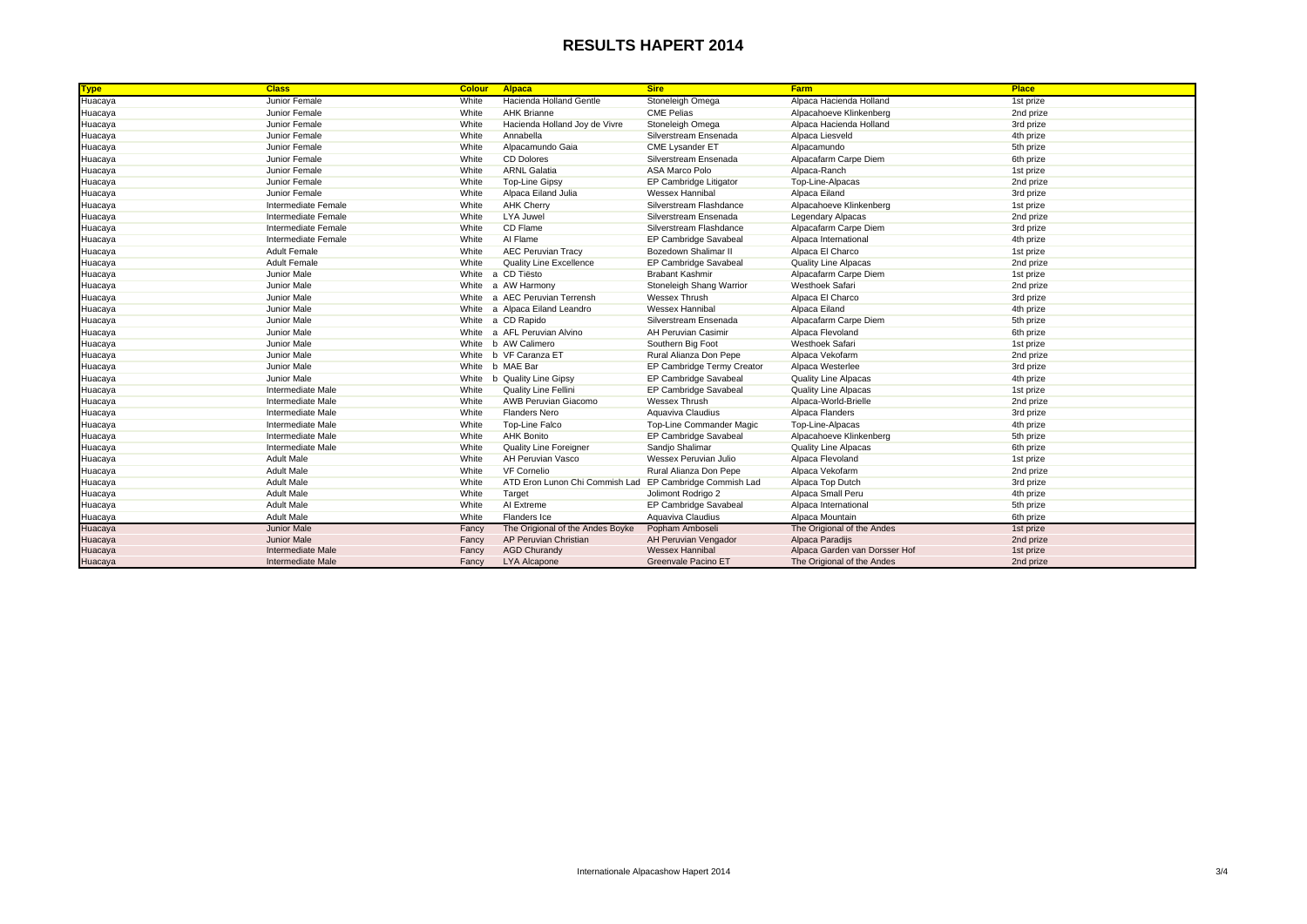# RESULTS HAPERT 2014

| Type | Class | Colour | Alpaca | Sire | Farm | Place |
|---|---|---|---|---|---|---|
| Huacaya | Junior Female | White | Hacienda Holland Gentle | Stoneleigh Omega | Alpaca Hacienda Holland | 1st prize |
| Huacaya | Junior Female | White | AHK Brianne | CME Pelias | Alpacahoeve Klinkenberg | 2nd prize |
| Huacaya | Junior Female | White | Hacienda Holland Joy de Vivre | Stoneleigh Omega | Alpaca Hacienda Holland | 3rd prize |
| Huacaya | Junior Female | White | Annabella | Silverstream Ensenada | Alpaca Liesveld | 4th prize |
| Huacaya | Junior Female | White | Alpacamundo Gaia | CME Lysander ET | Alpacamundo | 5th prize |
| Huacaya | Junior Female | White | CD Dolores | Silverstream Ensenada | Alpacafarm Carpe Diem | 6th prize |
| Huacaya | Junior Female | White | ARNL Galatia | ASA Marco Polo | Alpaca-Ranch | 1st prize |
| Huacaya | Junior Female | White | Top-Line Gipsy | EP Cambridge Litigator | Top-Line-Alpacas | 2nd prize |
| Huacaya | Junior Female | White | Alpaca Eiland Julia | Wessex Hannibal | Alpaca Eiland | 3rd prize |
| Huacaya | Intermediate Female | White | AHK Cherry | Silverstream Flashdance | Alpacahoeve Klinkenberg | 1st prize |
| Huacaya | Intermediate Female | White | LYA Juwel | Silverstream Ensenada | Legendary Alpacas | 2nd prize |
| Huacaya | Intermediate Female | White | CD Flame | Silverstream Flashdance | Alpacafarm Carpe Diem | 3rd prize |
| Huacaya | Intermediate Female | White | AI Flame | EP Cambridge Savabeal | Alpaca International | 4th prize |
| Huacaya | Adult Female | White | AEC Peruvian Tracy | Bozedown Shalimar II | Alpaca El Charco | 1st prize |
| Huacaya | Adult Female | White | Quality Line Excellence | EP Cambridge Savabeal | Quality Line Alpacas | 2nd prize |
| Huacaya | Junior Male | White | a CD Tiësto | Brabant Kashmir | Alpacafarm Carpe Diem | 1st prize |
| Huacaya | Junior Male | White | a AW Harmony | Stoneleigh Shang Warrior | Westhoek Safari | 2nd prize |
| Huacaya | Junior Male | White | a AEC Peruvian Terrensh | Wessex Thrush | Alpaca El Charco | 3rd prize |
| Huacaya | Junior Male | White | a Alpaca Eiland Leandro | Wessex Hannibal | Alpaca Eiland | 4th prize |
| Huacaya | Junior Male | White | a CD Rapido | Silverstream Ensenada | Alpacafarm Carpe Diem | 5th prize |
| Huacaya | Junior Male | White | a AFL Peruvian Alvino | AH Peruvian Casimir | Alpaca Flevoland | 6th prize |
| Huacaya | Junior Male | White | b AW Calimero | Southern Big Foot | Westhoek Safari | 1st prize |
| Huacaya | Junior Male | White | b VF Caranza ET | Rural Alianza Don Pepe | Alpaca Vekofarm | 2nd prize |
| Huacaya | Junior Male | White | b MAE Bar | EP Cambridge Termy Creator | Alpaca Westerlee | 3rd prize |
| Huacaya | Junior Male | White | b Quality Line Gipsy | EP Cambridge Savabeal | Quality Line Alpacas | 4th prize |
| Huacaya | Intermediate Male | White | Quality Line Fellini | EP Cambridge Savabeal | Quality Line Alpacas | 1st prize |
| Huacaya | Intermediate Male | White | AWB Peruvian Giacomo | Wessex Thrush | Alpaca-World-Brielle | 2nd prize |
| Huacaya | Intermediate Male | White | Flanders Nero | Aquaviva Claudius | Alpaca Flanders | 3rd prize |
| Huacaya | Intermediate Male | White | Top-Line Falco | Top-Line Commander Magic | Top-Line-Alpacas | 4th prize |
| Huacaya | Intermediate Male | White | AHK Bonito | EP Cambridge Savabeal | Alpacahoeve Klinkenberg | 5th prize |
| Huacaya | Intermediate Male | White | Quality Line Foreigner | Sandjo Shalimar | Quality Line Alpacas | 6th prize |
| Huacaya | Adult Male | White | AH Peruvian Vasco | Wessex Peruvian Julio | Alpaca Flevoland | 1st prize |
| Huacaya | Adult Male | White | VF Cornelio | Rural Alianza Don Pepe | Alpaca Vekofarm | 2nd prize |
| Huacaya | Adult Male | White | ATD Eron Lunon Chi Commish Lad | EP Cambridge Commish Lad | Alpaca Top Dutch | 3rd prize |
| Huacaya | Adult Male | White | Target | Jolimont Rodrigo 2 | Alpaca Small Peru | 4th prize |
| Huacaya | Adult Male | White | AI Extreme | EP Cambridge Savabeal | Alpaca International | 5th prize |
| Huacaya | Adult Male | White | Flanders Ice | Aquaviva Claudius | Alpaca Mountain | 6th prize |
| Huacaya | Junior Male | Fancy | The Origional of the Andes Boyke | Popham Amboseli | The Origional of the Andes | 1st prize |
| Huacaya | Junior Male | Fancy | AP Peruvian Christian | AH Peruvian Vengador | Alpaca Paradijs | 2nd prize |
| Huacaya | Intermediate Male | Fancy | AGD Churandy | Wessex Hannibal | Alpaca Garden van Dorsser Hof | 1st prize |
| Huacaya | Intermediate Male | Fancy | LYA Alcapone | Greenvale Pacino ET | The Origional of the Andes | 2nd prize |

Internationale Alpacashow Hapert 2014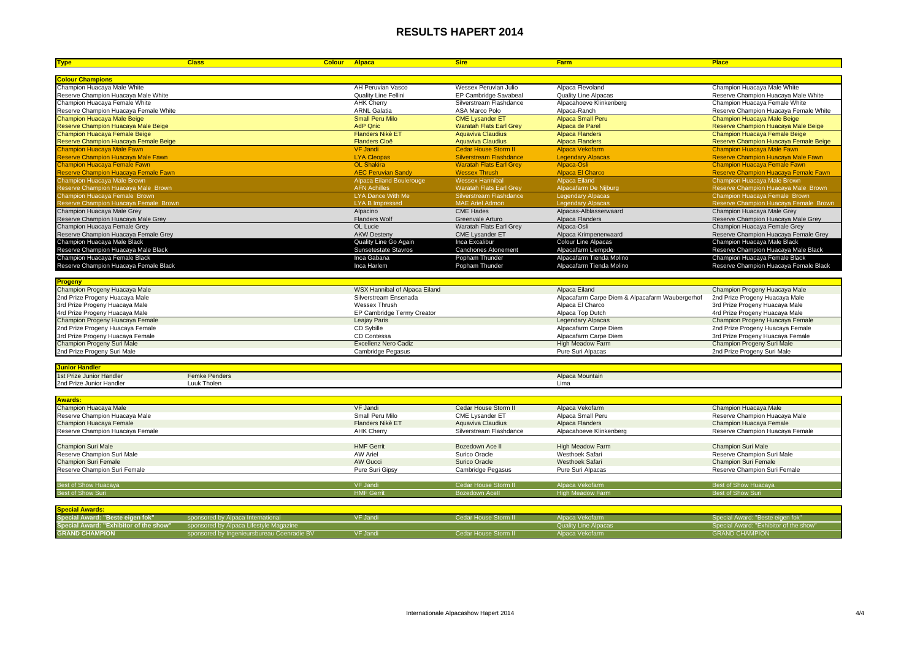# RESULTS HAPERT 2014

| Type | Class | Colour | Alpaca | Sire | Farm | Place |
|---|---|---|---|---|---|---|
| **Colour Champions** | | | | | | |
| Champion Huacaya Male White | | | AH Peruvian Vasco | Wessex Peruvian Julio | Alpaca Flevoland | Champion Huacaya Male White |
| Reserve Champion Huacaya Male White | | | Quality Line Fellini | EP Cambridge Savabeal | Quality Line Alpacas | Reserve Champion Huacaya Male White |
| Champion Huacaya Female White | | | AHK Cherry | Silverstream Flashdance | Alpacahoeve Klinkenberg | Champion Huacaya Female White |
| Reserve Champion Huacaya Female White | | | ARNL Galatia | ASA Marco Polo | Alpaca-Ranch | Reserve Champion Huacaya Female White |
| Champion Huacaya Male Beige | | | Small Peru Milo | CME Lysander ET | Alpaca Small Peru | Champion Huacaya Male Beige |
| Reserve Champion Huacaya Male Beige | | | AdP Qnic | Waratah Flats Earl Grey | Alpaca de Parel | Reserve Champion Huacaya Male Beige |
| Champion Huacaya Female Beige | | | Flanders Nikè ET | Aquaviva Claudius | Alpaca Flanders | Champion Huacaya Female Beige |
| Reserve Champion Huacaya Female Beige | | | Flanders Cloë | Aquaviva Claudius | Alpaca Flanders | Reserve Champion Huacaya Female Beige |
| Champion Huacaya Male Fawn | | | VF Jandi | Cedar House Storm II | Alpaca Vekofarm | Champion Huacaya Male Fawn |
| Reserve Champion Huacaya Male Fawn | | | LYA Cleopas | Silverstream Flashdance | Legendary Alpacas | Reserve Champion Huacaya Male Fawn |
| Champion Huacaya Female Fawn | | | OL Shakira | Waratah Flats Earl Grey | Alpaca-Osli | Champion Huacaya Female Fawn |
| Reserve Champion Huacaya Female Fawn | | | AEC Peruvian Sandy | Wessex Thrush | Alpaca El Charco | Reserve Champion Huacaya Female Fawn |
| Champion Huacaya Male Brown | | | Alpaca Eiland Boulerouge | Wessex Hannibal | Alpaca Eiland | Champion Huacaya Male Brown |
| Reserve Champion Huacaya Male Brown | | | AFN Achilles | Waratah Flats Earl Grey | Alpacafarm De Nijburg | Reserve Champion Huacaya Male Brown |
| Champion Huacaya Female Brown | | | LYA Dance With Me | Silverstream Flashdance | Legendary Alpacas | Champion Huacaya Female Brown |
| Reserve Champion Huacaya Female Brown | | | LYA B Impressed | MAE Ariel Admon | Legendary Alpacas | Reserve Champion Huacaya Female Brown |
| Champion Huacaya Male Grey | | | Alpacino | CME Hades | Alpacas-Alblasserwaard | Champion Huacaya Male Grey |
| Reserve Champion Huacaya Male Grey | | | Flanders Wolf | Greenvale Arturo | Alpaca Flanders | Reserve Champion Huacaya Male Grey |
| Champion Huacaya Female Grey | | | OL Lucie | Waratah Flats Earl Grey | Alpaca-Osli | Champion Huacaya Female Grey |
| Reserve Champion Huacaya Female Grey | | | AKW Desteny | CME Lysander ET | Alpaca Krimpenerwaard | Reserve Champion Huacaya Female Grey |
| Champion Huacaya Male Black | | | Quality Line Go Again | Inca Excalibur | Colour Line Alpacas | Champion Huacaya Male Black |
| Reserve Champion Huacaya Male Black | | | Sunsetestate Stavros | Canchones Atonement | Alpacafarm Liempde | Reserve Champion Huacaya Male Black |
| Champion Huacaya Female Black | | | Inca Gabana | Popham Thunder | Alpacafarm Tienda Molino | Champion Huacaya Female Black |
| Reserve Champion Huacaya Female Black | | | Inca Harlem | Popham Thunder | Alpacafarm Tienda Molino | Reserve Champion Huacaya Female Black |
| **Progeny** | | | | | | |
| Champion Progeny Huacaya Male | | | WSX Hannibal of Alpaca Eiland | | Alpaca Eiland | Champion Progeny Huacaya Male |
| 2nd Prize Progeny Huacaya Male | | | Silverstream Ensenada | | Alpacafarm Carpe Diem & Alpacafarm Waubergerhof | 2nd Prize Progeny Huacaya Male |
| 3rd Prize Progeny Huacaya Male | | | Wessex Thrush | | Alpaca El Charco | 3rd Prize Progeny Huacaya Male |
| 4rd Prize Progeny Huacaya Male | | | EP Cambridge Termy Creator | | Alpaca Top Dutch | 4rd Prize Progeny Huacaya Male |
| Champion Progeny Huacaya Female | | | Leajay Paris | | Legendary Alpacas | Champion Progeny Huacaya Female |
| 2nd Prize Progeny Huacaya Female | | | CD Sybille | | Alpacafarm Carpe Diem | 2nd Prize Progeny Huacaya Female |
| 3rd Prize Progeny Huacaya Female | | | CD Contessa | | Alpacafarm Carpe Diem | 3rd Prize Progeny Huacaya Female |
| Champion Progeny Suri Male | | | Excellenz Nero Cadiz | | High Meadow Farm | Champion Progeny Suri Male |
| 2nd Prize Progeny Suri Male | | | Cambridge Pegasus | | Pure Suri Alpacas | 2nd Prize Progeny Suri Male |
| **Junior Handler** | | | | | | |
| 1st Prize Junior Handler | Femke Penders | | | | Alpaca Mountain | |
| 2nd Prize Junior Handler | Luuk Tholen | | | | Lima | |
| **Awards:** | | | | | | |
| Champion Huacaya Male | | | VF Jandi | Cedar House Storm II | Alpaca Vekofarm | Champion Huacaya Male |
| Reserve Champion Huacaya Male | | | Small Peru Milo | CME Lysander ET | Alpaca Small Peru | Reserve Champion Huacaya Male |
| Champion Huacaya Female | | | Flanders Nikè ET | Aquaviva Claudius | Alpaca Flanders | Champion Huacaya Female |
| Reserve Champion Huacaya Female | | | AHK Cherry | Silverstream Flashdance | Alpacahoeve Klinkenberg | Reserve Champion Huacaya Female |
| Champion Suri Male | | | HMF Gerrit | Bozedown Ace II | High Meadow Farm | Champion Suri Male |
| Reserve Champion Suri Male | | | AW Ariel | Surico Oracle | Westhoek Safari | Reserve Champion Suri Male |
| Champion Suri Female | | | AW Gucci | Surico Oracle | Westhoek Safari | Champion Suri Female |
| Reserve Champion Suri Female | | | Pure Suri Gipsy | Cambridge Pegasus | Pure Suri Alpacas | Reserve Champion Suri Female |
| Best of Show Huacaya | | | VF Jandi | Cedar House Storm II | Alpaca Vekofarm | Best of Show Huacaya |
| Best of Show Suri | | | HMF Gerrit | Bozedown AceII | High Meadow Farm | Best of Show Suri |
| **Special Awards:** | | | | | | |
| **Special Award: "Beste eigen fok"** | sponsored by Alpaca International | | VF Jandi | Cedar House Storm II | Alpaca Vekofarm | Special Award: "Beste eigen fok" |
| **Special Award: "Exhibitor of the show"** | sponsored by Alpaca Lifestyle Magazine | | | | Quality Line Alpacas | Special Award: "Exhibitor of the show" |
| **GRAND CHAMPION** | sponsored by Ingenieursbureau Coenradie BV | | VF Jandi | Cedar House Storm II | Alpaca Vekofarm | GRAND CHAMPION |

Internationale Alpacashow Hapert 2014